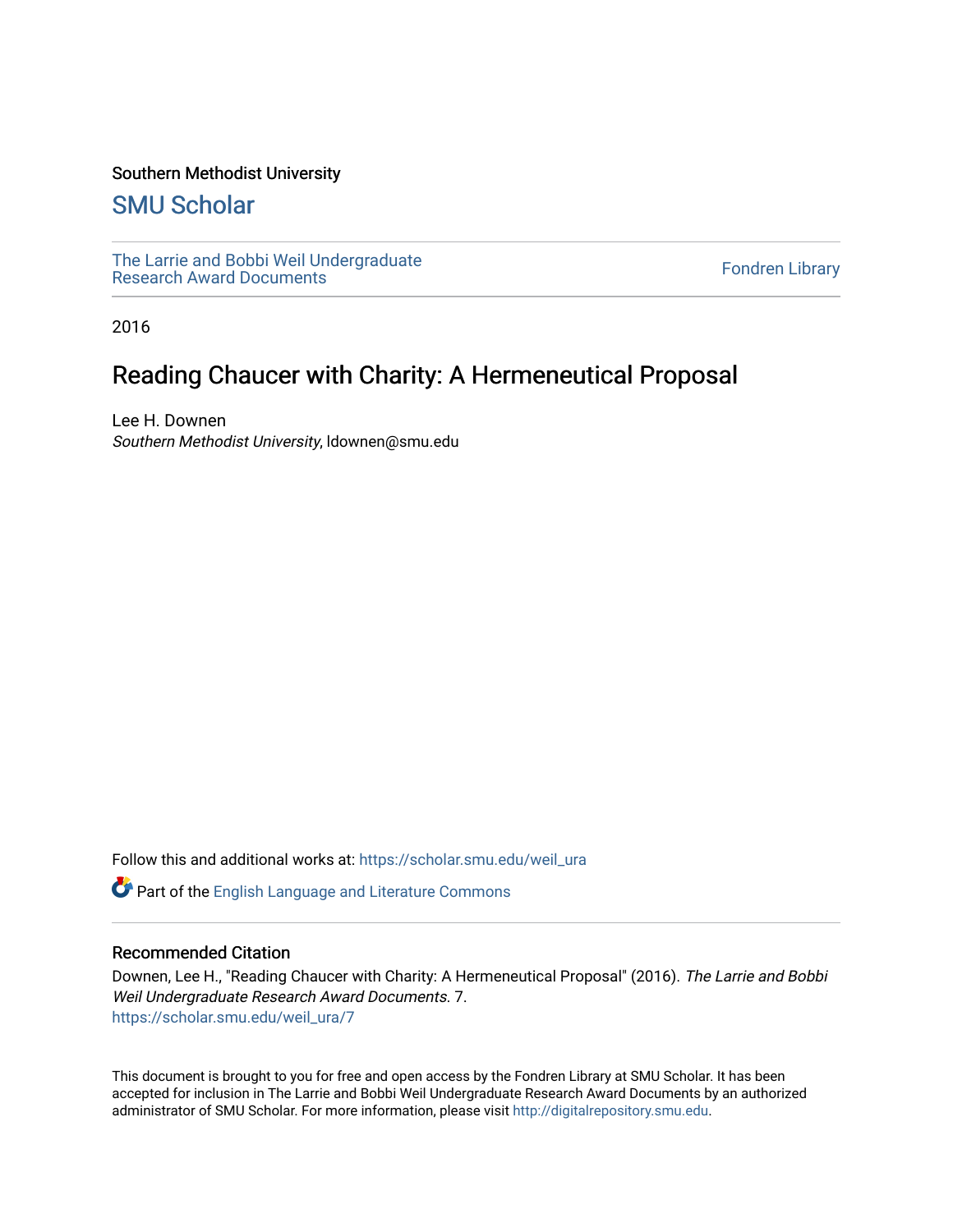Southern Methodist University

## SMU Scholar

The Larrie and Bobbi Weil Undergraduate Research Award Documents

Fondren Library

2016

# Reading Chaucer with Charity: A Hermeneutical Proposal

Lee H. Downen
*Southern Methodist University*, ldowonen@smu.edu

Follow this and additional works at: https://scholar.smu.edu/weil_ura

Part of the English Language and Literature Commons

### Recommended Citation

Downen, Lee H., "Reading Chaucer with Charity: A Hermeneutical Proposal" (2016). *The Larrie and Bobbi Weil Undergraduate Research Award Documents*. 7.
https://scholar.smu.edu/weil_ura/7

This document is brought to you for free and open access by the Fondren Library at SMU Scholar. It has been accepted for inclusion in The Larrie and Bobbi Weil Undergraduate Research Award Documents by an authorized administrator of SMU Scholar. For more information, please visit http://digitalrepository.smu.edu.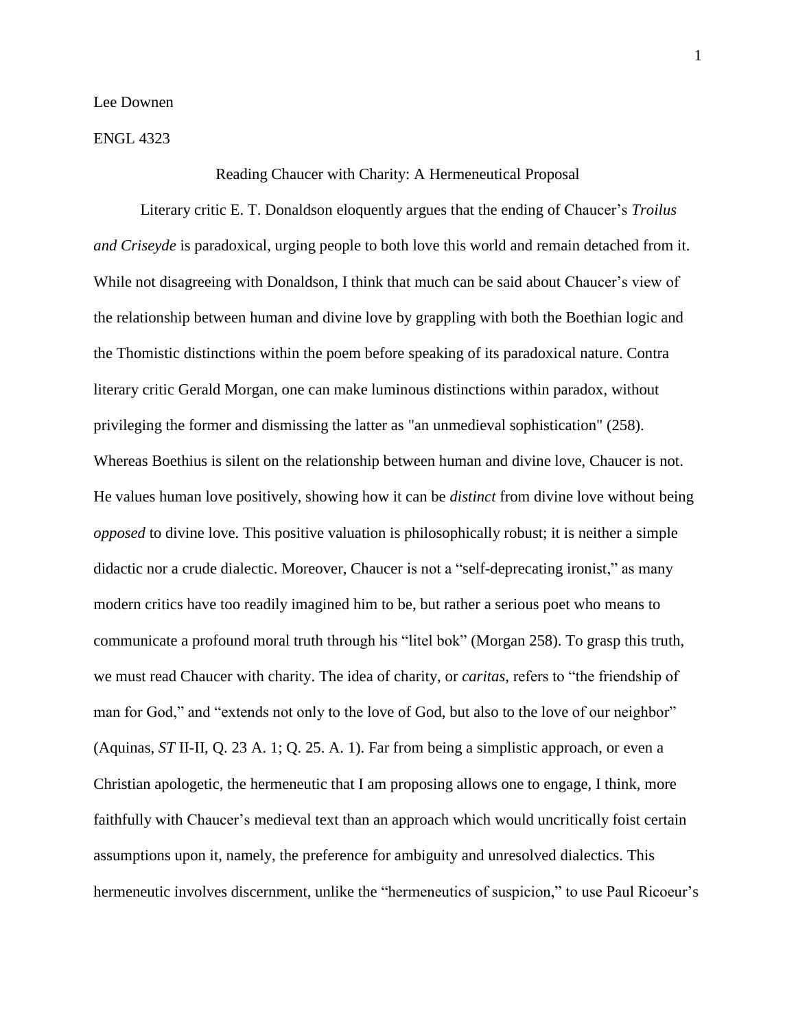Lee Downen

ENGL 4323

Reading Chaucer with Charity: A Hermeneutical Proposal

Literary critic E. T. Donaldson eloquently argues that the ending of Chaucer's *Troilus and Criseyde* is paradoxical, urging people to both love this world and remain detached from it. While not disagreeing with Donaldson, I think that much can be said about Chaucer's view of the relationship between human and divine love by grappling with both the Boethian logic and the Thomistic distinctions within the poem before speaking of its paradoxical nature. Contra literary critic Gerald Morgan, one can make luminous distinctions within paradox, without privileging the former and dismissing the latter as "an unmedieval sophistication" (258). Whereas Boethius is silent on the relationship between human and divine love, Chaucer is not. He values human love positively, showing how it can be *distinct* from divine love without being *opposed* to divine love. This positive valuation is philosophically robust; it is neither a simple didactic nor a crude dialectic. Moreover, Chaucer is not a "self-deprecating ironist," as many modern critics have too readily imagined him to be, but rather a serious poet who means to communicate a profound moral truth through his "litel bok" (Morgan 258). To grasp this truth, we must read Chaucer with charity. The idea of charity, or *caritas*, refers to "the friendship of man for God," and "extends not only to the love of God, but also to the love of our neighbor" (Aquinas, *ST* II-II, Q. 23 A. 1; Q. 25. A. 1). Far from being a simplistic approach, or even a Christian apologetic, the hermeneutic that I am proposing allows one to engage, I think, more faithfully with Chaucer's medieval text than an approach which would uncritically foist certain assumptions upon it, namely, the preference for ambiguity and unresolved dialectics. This hermeneutic involves discernment, unlike the "hermeneutics of suspicion," to use Paul Ricoeur's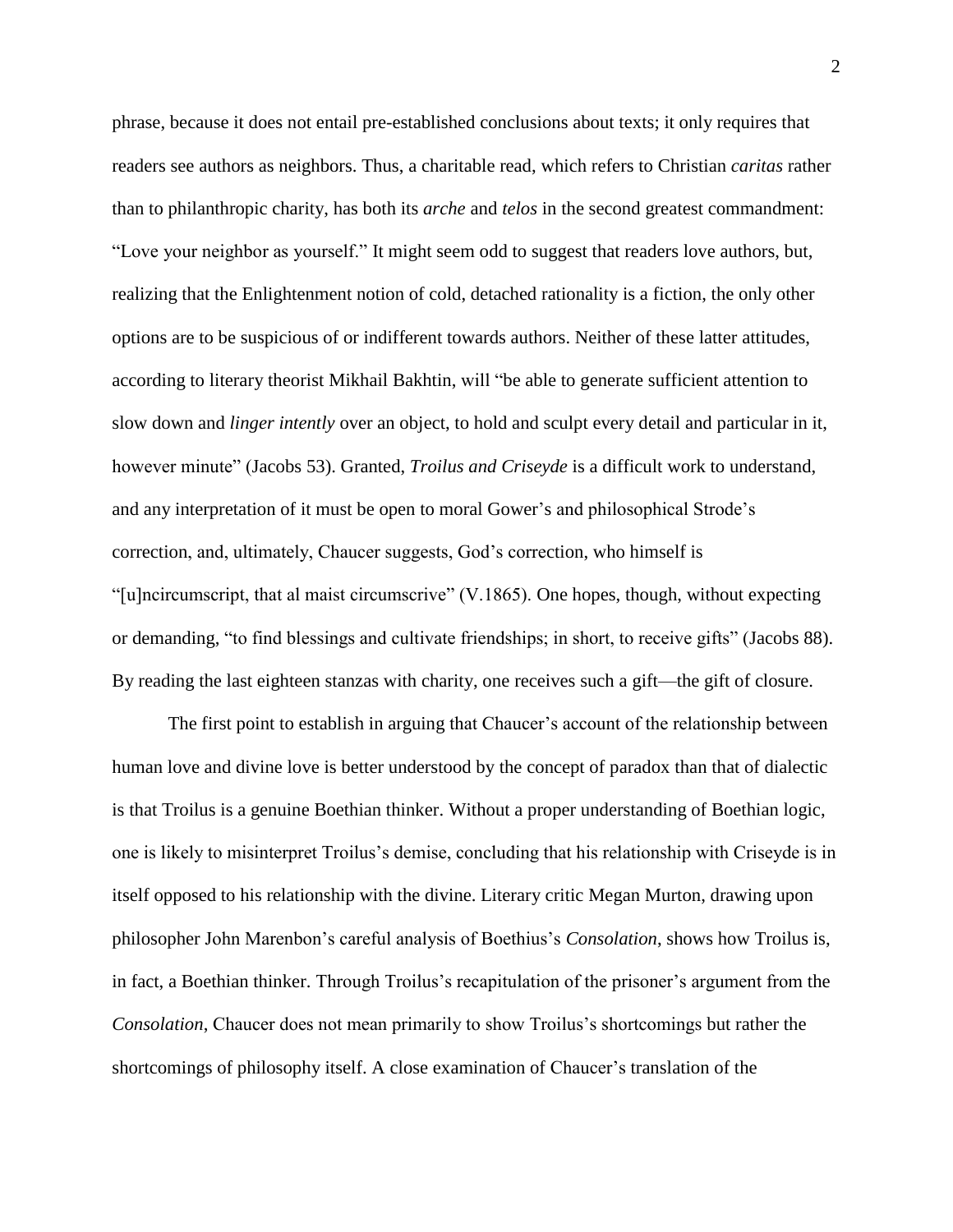phrase, because it does not entail pre-established conclusions about texts; it only requires that readers see authors as neighbors. Thus, a charitable read, which refers to Christian *caritas* rather than to philanthropic charity, has both its *arche* and *telos* in the second greatest commandment: "Love your neighbor as yourself." It might seem odd to suggest that readers love authors, but, realizing that the Enlightenment notion of cold, detached rationality is a fiction, the only other options are to be suspicious of or indifferent towards authors. Neither of these latter attitudes, according to literary theorist Mikhail Bakhtin, will "be able to generate sufficient attention to slow down and *linger intently* over an object, to hold and sculpt every detail and particular in it, however minute" (Jacobs 53). Granted, *Troilus and Criseyde* is a difficult work to understand, and any interpretation of it must be open to moral Gower's and philosophical Strode's correction, and, ultimately, Chaucer suggests, God's correction, who himself is "[u]ncircumscript, that al maist circumscrive" (V.1865). One hopes, though, without expecting or demanding, "to find blessings and cultivate friendships; in short, to receive gifts" (Jacobs 88). By reading the last eighteen stanzas with charity, one receives such a gift—the gift of closure.

The first point to establish in arguing that Chaucer's account of the relationship between human love and divine love is better understood by the concept of paradox than that of dialectic is that Troilus is a genuine Boethian thinker. Without a proper understanding of Boethian logic, one is likely to misinterpret Troilus's demise, concluding that his relationship with Criseyde is in itself opposed to his relationship with the divine. Literary critic Megan Murton, drawing upon philosopher John Marenbon's careful analysis of Boethius's *Consolation*, shows how Troilus is, in fact, a Boethian thinker. Through Troilus's recapitulation of the prisoner's argument from the *Consolation*, Chaucer does not mean primarily to show Troilus's shortcomings but rather the shortcomings of philosophy itself. A close examination of Chaucer's translation of the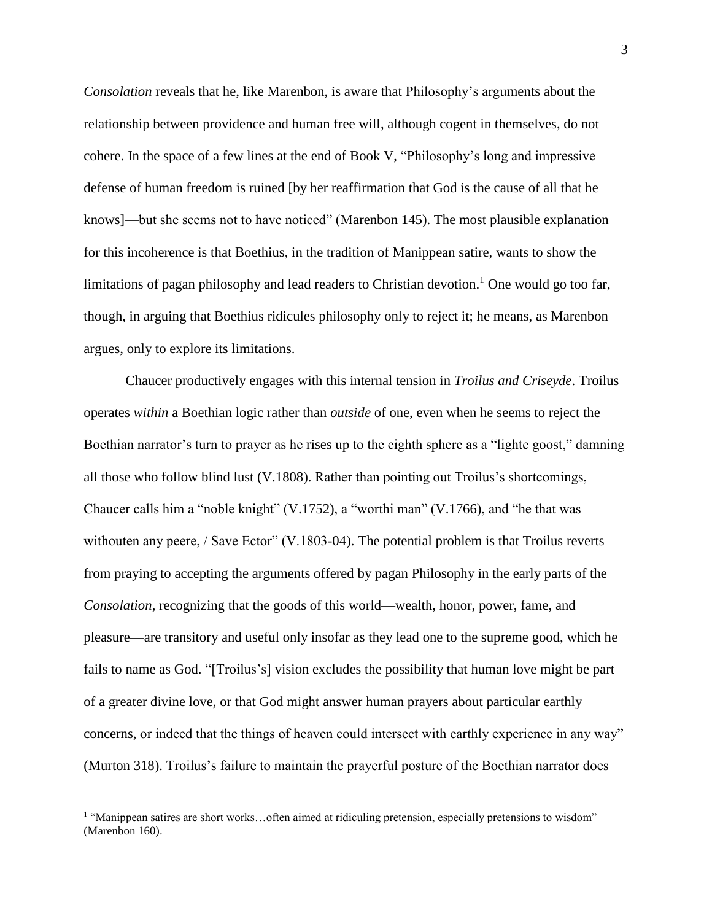*Consolation* reveals that he, like Marenbon, is aware that Philosophy's arguments about the relationship between providence and human free will, although cogent in themselves, do not cohere. In the space of a few lines at the end of Book V, "Philosophy's long and impressive defense of human freedom is ruined [by her reaffirmation that God is the cause of all that he knows]—but she seems not to have noticed" (Marenbon 145). The most plausible explanation for this incoherence is that Boethius, in the tradition of Manippean satire, wants to show the limitations of pagan philosophy and lead readers to Christian devotion.[1] One would go too far, though, in arguing that Boethius ridicules philosophy only to reject it; he means, as Marenbon argues, only to explore its limitations.

Chaucer productively engages with this internal tension in *Troilus and Criseyde*. Troilus operates *within* a Boethian logic rather than *outside* of one, even when he seems to reject the Boethian narrator's turn to prayer as he rises up to the eighth sphere as a "lighte goost," damning all those who follow blind lust (V.1808). Rather than pointing out Troilus's shortcomings, Chaucer calls him a "noble knight" (V.1752), a "worthi man" (V.1766), and "he that was withouten any peere, / Save Ector" (V.1803-04). The potential problem is that Troilus reverts from praying to accepting the arguments offered by pagan Philosophy in the early parts of the *Consolation*, recognizing that the goods of this world—wealth, honor, power, fame, and pleasure—are transitory and useful only insofar as they lead one to the supreme good, which he fails to name as God. "[Troilus's] vision excludes the possibility that human love might be part of a greater divine love, or that God might answer human prayers about particular earthly concerns, or indeed that the things of heaven could intersect with earthly experience in any way" (Murton 318). Troilus's failure to maintain the prayerful posture of the Boethian narrator does

[1] "Manippean satires are short works…often aimed at ridiculing pretension, especially pretensions to wisdom" (Marenbon 160).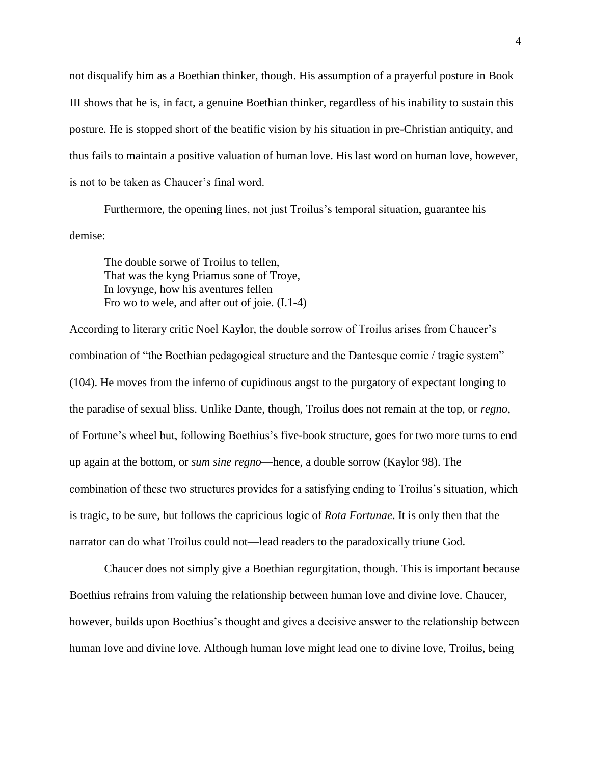not disqualify him as a Boethian thinker, though. His assumption of a prayerful posture in Book III shows that he is, in fact, a genuine Boethian thinker, regardless of his inability to sustain this posture. He is stopped short of the beatific vision by his situation in pre-Christian antiquity, and thus fails to maintain a positive valuation of human love. His last word on human love, however, is not to be taken as Chaucer's final word.

Furthermore, the opening lines, not just Troilus's temporal situation, guarantee his demise:

> The double sorwe of Troilus to tellen,
> That was the kyng Priamus sone of Troye,
> In lovynge, how his aventures fellen
> Fro wo to wele, and after out of joie. (I.1-4)

According to literary critic Noel Kaylor, the double sorrow of Troilus arises from Chaucer's combination of "the Boethian pedagogical structure and the Dantesque comic / tragic system" (104). He moves from the inferno of cupidinous angst to the purgatory of expectant longing to the paradise of sexual bliss. Unlike Dante, though, Troilus does not remain at the top, or *regno*, of Fortune's wheel but, following Boethius's five-book structure, goes for two more turns to end up again at the bottom, or *sum sine regno*—hence, a double sorrow (Kaylor 98). The combination of these two structures provides for a satisfying ending to Troilus's situation, which is tragic, to be sure, but follows the capricious logic of *Rota Fortunae*. It is only then that the narrator can do what Troilus could not—lead readers to the paradoxically triune God.

Chaucer does not simply give a Boethian regurgitation, though. This is important because Boethius refrains from valuing the relationship between human love and divine love. Chaucer, however, builds upon Boethius's thought and gives a decisive answer to the relationship between human love and divine love. Although human love might lead one to divine love, Troilus, being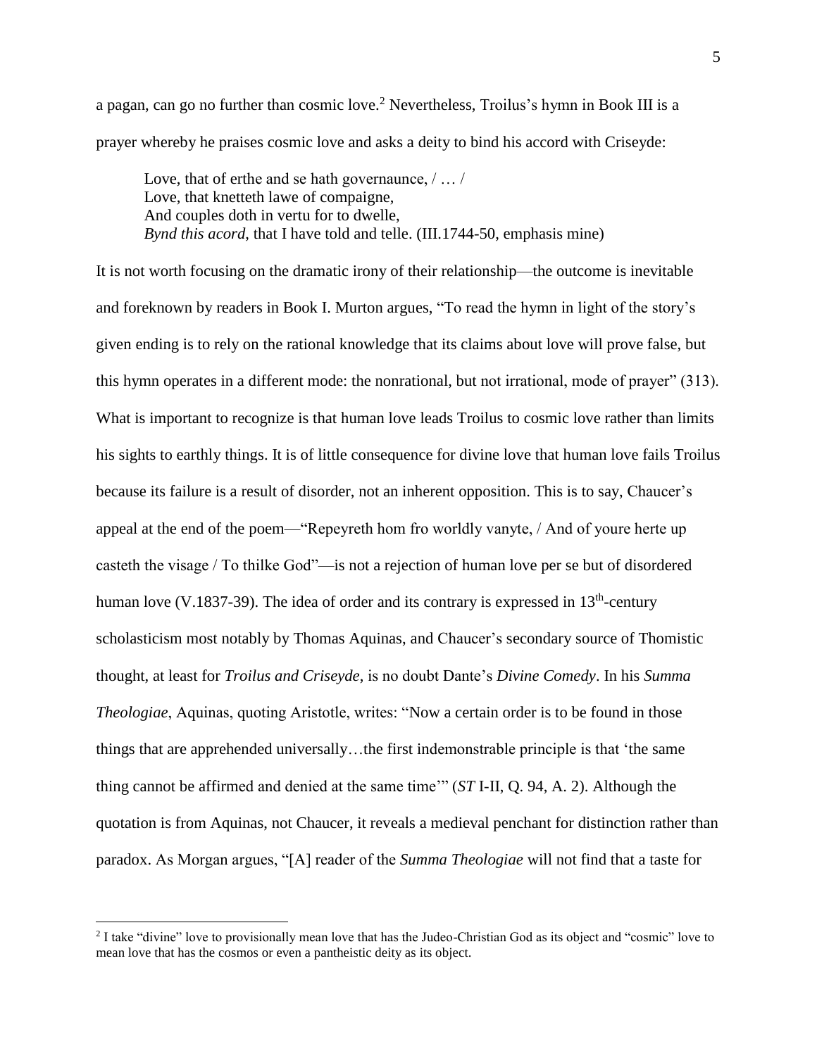a pagan, can go no further than cosmic love.[2] Nevertheless, Troilus's hymn in Book III is a prayer whereby he praises cosmic love and asks a deity to bind his accord with Criseyde:

> Love, that of erthe and se hath governaunce, / … /
> Love, that knetteth lawe of compaigne,
> And couples doth in vertu for to dwelle,
> *Bynd this acord*, that I have told and telle. (III.1744-50, emphasis mine)

It is not worth focusing on the dramatic irony of their relationship—the outcome is inevitable and foreknown by readers in Book I. Murton argues, "To read the hymn in light of the story's given ending is to rely on the rational knowledge that its claims about love will prove false, but this hymn operates in a different mode: the nonrational, but not irrational, mode of prayer" (313). What is important to recognize is that human love leads Troilus to cosmic love rather than limits his sights to earthly things. It is of little consequence for divine love that human love fails Troilus because its failure is a result of disorder, not an inherent opposition. This is to say, Chaucer's appeal at the end of the poem—"Repeyreth hom fro worldly vanyte, / And of youre herte up casteth the visage / To thilke God"—is not a rejection of human love per se but of disordered human love (V.1837-39). The idea of order and its contrary is expressed in 13th-century scholasticism most notably by Thomas Aquinas, and Chaucer's secondary source of Thomistic thought, at least for *Troilus and Criseyde*, is no doubt Dante's *Divine Comedy*. In his *Summa Theologiae*, Aquinas, quoting Aristotle, writes: "Now a certain order is to be found in those things that are apprehended universally…the first indemonstrable principle is that 'the same thing cannot be affirmed and denied at the same time'" (*ST* I-II, Q. 94, A. 2). Although the quotation is from Aquinas, not Chaucer, it reveals a medieval penchant for distinction rather than paradox. As Morgan argues, "[A] reader of the *Summa Theologiae* will not find that a taste for

---

[2] I take "divine" love to provisionally mean love that has the Judeo-Christian God as its object and "cosmic" love to mean love that has the cosmos or even a pantheistic deity as its object.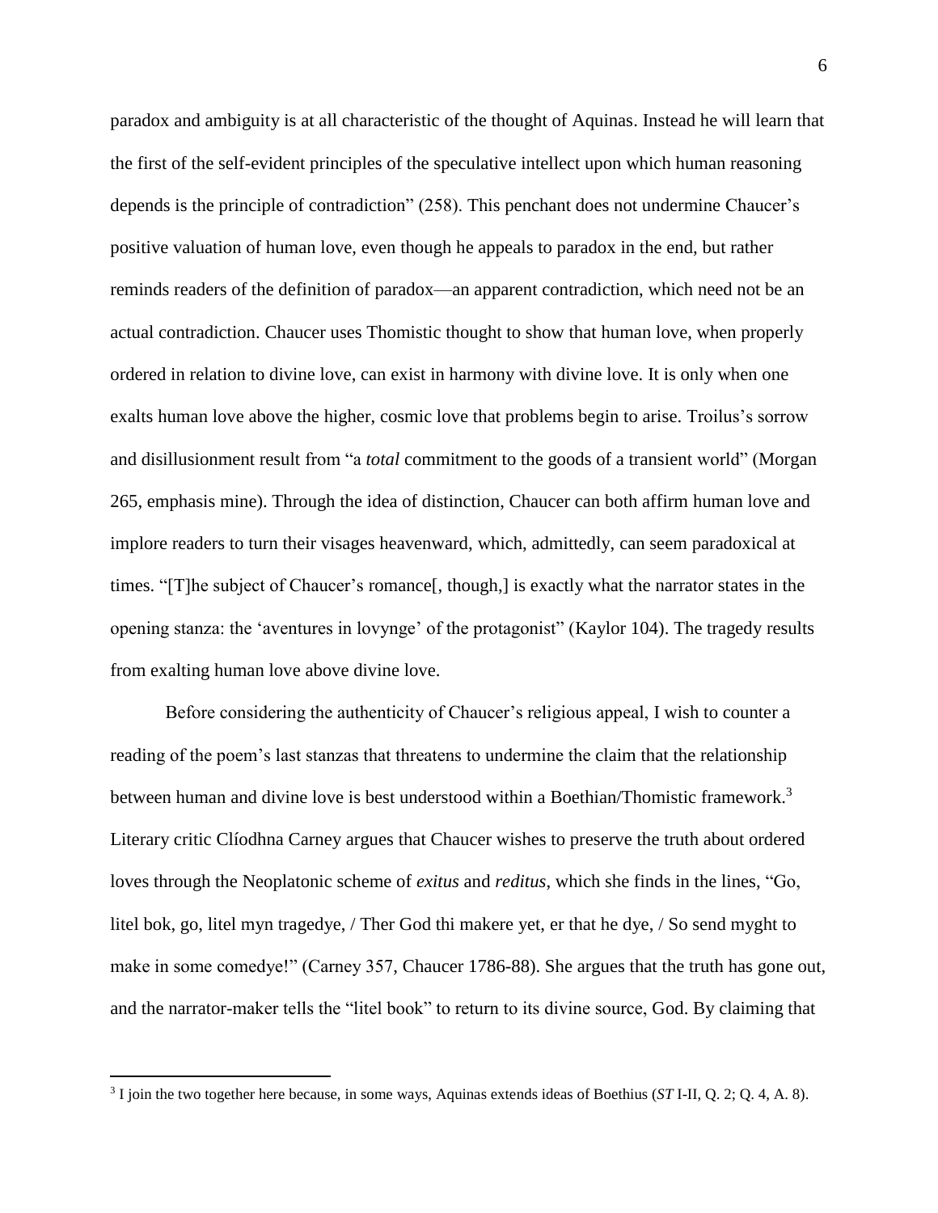paradox and ambiguity is at all characteristic of the thought of Aquinas. Instead he will learn that the first of the self-evident principles of the speculative intellect upon which human reasoning depends is the principle of contradiction" (258). This penchant does not undermine Chaucer's positive valuation of human love, even though he appeals to paradox in the end, but rather reminds readers of the definition of paradox—an apparent contradiction, which need not be an actual contradiction. Chaucer uses Thomistic thought to show that human love, when properly ordered in relation to divine love, can exist in harmony with divine love. It is only when one exalts human love above the higher, cosmic love that problems begin to arise. Troilus's sorrow and disillusionment result from "a *total* commitment to the goods of a transient world" (Morgan 265, emphasis mine). Through the idea of distinction, Chaucer can both affirm human love and implore readers to turn their visages heavenward, which, admittedly, can seem paradoxical at times. "[T]he subject of Chaucer's romance[, though,] is exactly what the narrator states in the opening stanza: the 'aventures in lovynge' of the protagonist" (Kaylor 104). The tragedy results from exalting human love above divine love.

Before considering the authenticity of Chaucer's religious appeal, I wish to counter a reading of the poem's last stanzas that threatens to undermine the claim that the relationship between human and divine love is best understood within a Boethian/Thomistic framework.[3] Literary critic Clíodhna Carney argues that Chaucer wishes to preserve the truth about ordered loves through the Neoplatonic scheme of *exitus* and *reditus*, which she finds in the lines, "Go, litel bok, go, litel myn tragedye, / Ther God thi makere yet, er that he dye, / So send myght to make in some comedye!" (Carney 357, Chaucer 1786-88). She argues that the truth has gone out, and the narrator-maker tells the "litel book" to return to its divine source, God. By claiming that

[3] I join the two together here because, in some ways, Aquinas extends ideas of Boethius (*ST* I-II, Q. 2; Q. 4, A. 8).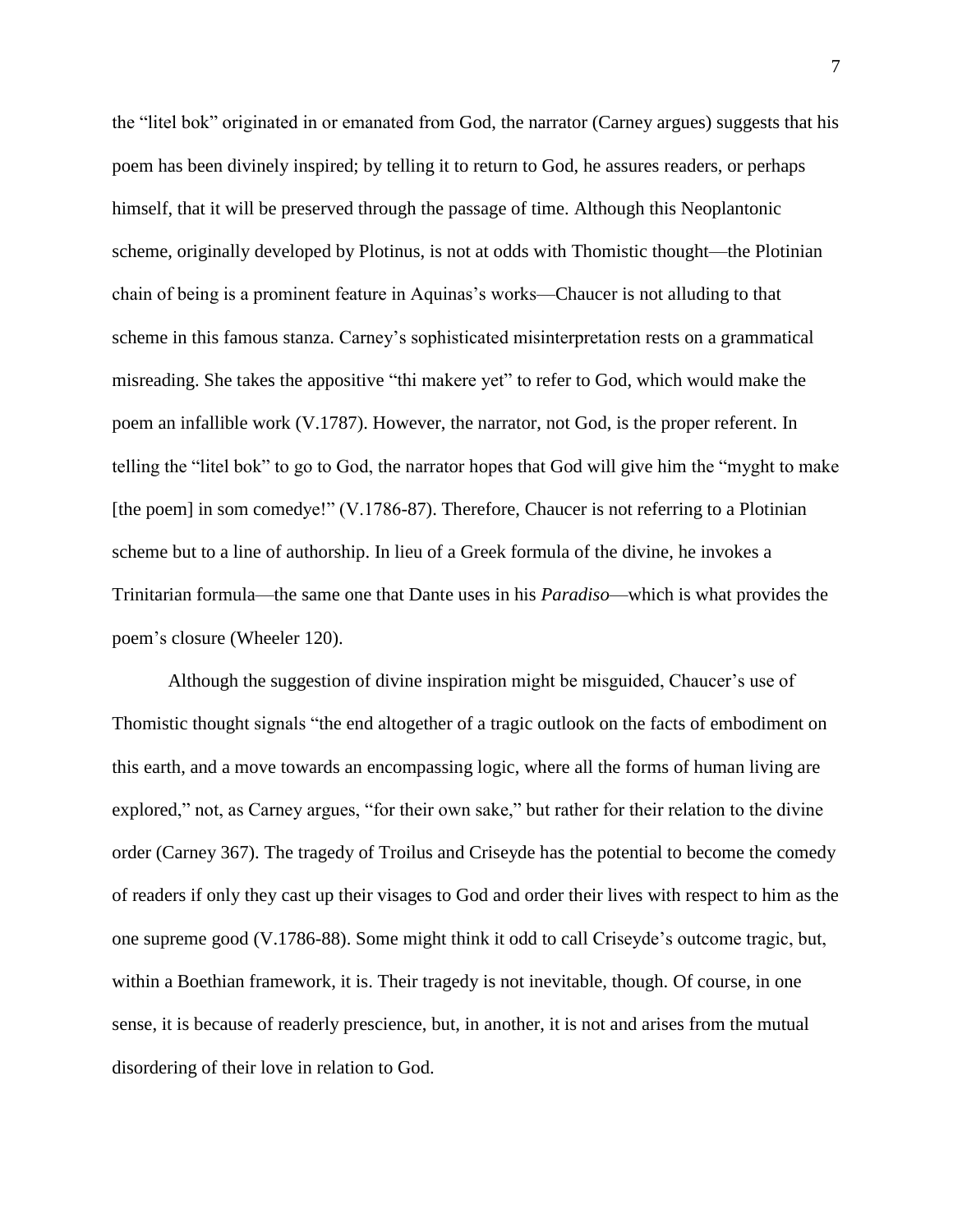the "litel bok" originated in or emanated from God, the narrator (Carney argues) suggests that his poem has been divinely inspired; by telling it to return to God, he assures readers, or perhaps himself, that it will be preserved through the passage of time. Although this Neoplantonic scheme, originally developed by Plotinus, is not at odds with Thomistic thought—the Plotinian chain of being is a prominent feature in Aquinas's works—Chaucer is not alluding to that scheme in this famous stanza. Carney's sophisticated misinterpretation rests on a grammatical misreading. She takes the appositive "thi makere yet" to refer to God, which would make the poem an infallible work (V.1787). However, the narrator, not God, is the proper referent. In telling the "litel bok" to go to God, the narrator hopes that God will give him the "myght to make [the poem] in som comedye!" (V.1786-87). Therefore, Chaucer is not referring to a Plotinian scheme but to a line of authorship. In lieu of a Greek formula of the divine, he invokes a Trinitarian formula—the same one that Dante uses in his *Paradiso*—which is what provides the poem's closure (Wheeler 120).

Although the suggestion of divine inspiration might be misguided, Chaucer's use of Thomistic thought signals "the end altogether of a tragic outlook on the facts of embodiment on this earth, and a move towards an encompassing logic, where all the forms of human living are explored," not, as Carney argues, "for their own sake," but rather for their relation to the divine order (Carney 367). The tragedy of Troilus and Criseyde has the potential to become the comedy of readers if only they cast up their visages to God and order their lives with respect to him as the one supreme good (V.1786-88). Some might think it odd to call Criseyde's outcome tragic, but, within a Boethian framework, it is. Their tragedy is not inevitable, though. Of course, in one sense, it is because of readerly prescience, but, in another, it is not and arises from the mutual disordering of their love in relation to God.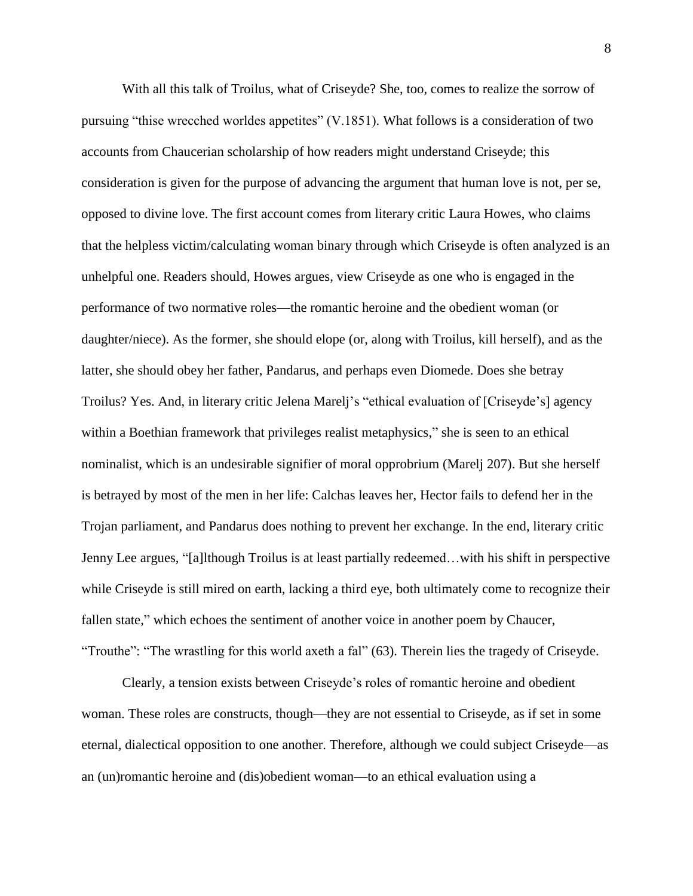With all this talk of Troilus, what of Criseyde? She, too, comes to realize the sorrow of pursuing "thise wrecched worldes appetites" (V.1851). What follows is a consideration of two accounts from Chaucerian scholarship of how readers might understand Criseyde; this consideration is given for the purpose of advancing the argument that human love is not, per se, opposed to divine love. The first account comes from literary critic Laura Howes, who claims that the helpless victim/calculating woman binary through which Criseyde is often analyzed is an unhelpful one. Readers should, Howes argues, view Criseyde as one who is engaged in the performance of two normative roles—the romantic heroine and the obedient woman (or daughter/niece). As the former, she should elope (or, along with Troilus, kill herself), and as the latter, she should obey her father, Pandarus, and perhaps even Diomede. Does she betray Troilus? Yes. And, in literary critic Jelena Marelj's "ethical evaluation of [Criseyde's] agency within a Boethian framework that privileges realist metaphysics," she is seen to an ethical nominalist, which is an undesirable signifier of moral opprobrium (Marelj 207). But she herself is betrayed by most of the men in her life: Calchas leaves her, Hector fails to defend her in the Trojan parliament, and Pandarus does nothing to prevent her exchange. In the end, literary critic Jenny Lee argues, "[a]lthough Troilus is at least partially redeemed…with his shift in perspective while Criseyde is still mired on earth, lacking a third eye, both ultimately come to recognize their fallen state," which echoes the sentiment of another voice in another poem by Chaucer, "Trouthe": "The wrastling for this world axeth a fal" (63). Therein lies the tragedy of Criseyde.

Clearly, a tension exists between Criseyde's roles of romantic heroine and obedient woman. These roles are constructs, though—they are not essential to Criseyde, as if set in some eternal, dialectical opposition to one another. Therefore, although we could subject Criseyde—as an (un)romantic heroine and (dis)obedient woman—to an ethical evaluation using a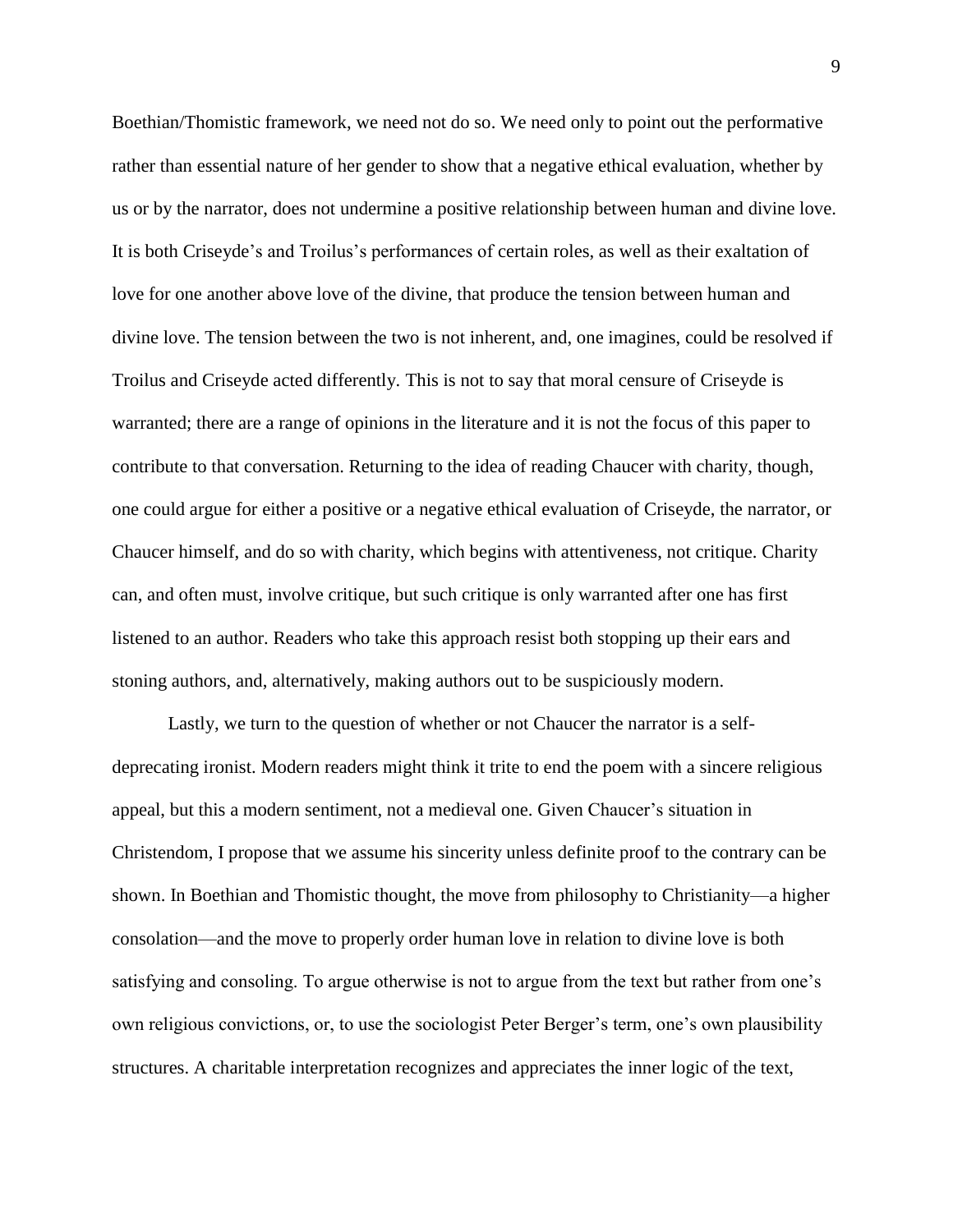Boethian/Thomistic framework, we need not do so. We need only to point out the performative rather than essential nature of her gender to show that a negative ethical evaluation, whether by us or by the narrator, does not undermine a positive relationship between human and divine love. It is both Criseyde's and Troilus's performances of certain roles, as well as their exaltation of love for one another above love of the divine, that produce the tension between human and divine love. The tension between the two is not inherent, and, one imagines, could be resolved if Troilus and Criseyde acted differently. This is not to say that moral censure of Criseyde is warranted; there are a range of opinions in the literature and it is not the focus of this paper to contribute to that conversation. Returning to the idea of reading Chaucer with charity, though, one could argue for either a positive or a negative ethical evaluation of Criseyde, the narrator, or Chaucer himself, and do so with charity, which begins with attentiveness, not critique. Charity can, and often must, involve critique, but such critique is only warranted after one has first listened to an author. Readers who take this approach resist both stopping up their ears and stoning authors, and, alternatively, making authors out to be suspiciously modern.

Lastly, we turn to the question of whether or not Chaucer the narrator is a self-deprecating ironist. Modern readers might think it trite to end the poem with a sincere religious appeal, but this a modern sentiment, not a medieval one. Given Chaucer's situation in Christendom, I propose that we assume his sincerity unless definite proof to the contrary can be shown. In Boethian and Thomistic thought, the move from philosophy to Christianity—a higher consolation—and the move to properly order human love in relation to divine love is both satisfying and consoling. To argue otherwise is not to argue from the text but rather from one's own religious convictions, or, to use the sociologist Peter Berger's term, one's own plausibility structures. A charitable interpretation recognizes and appreciates the inner logic of the text,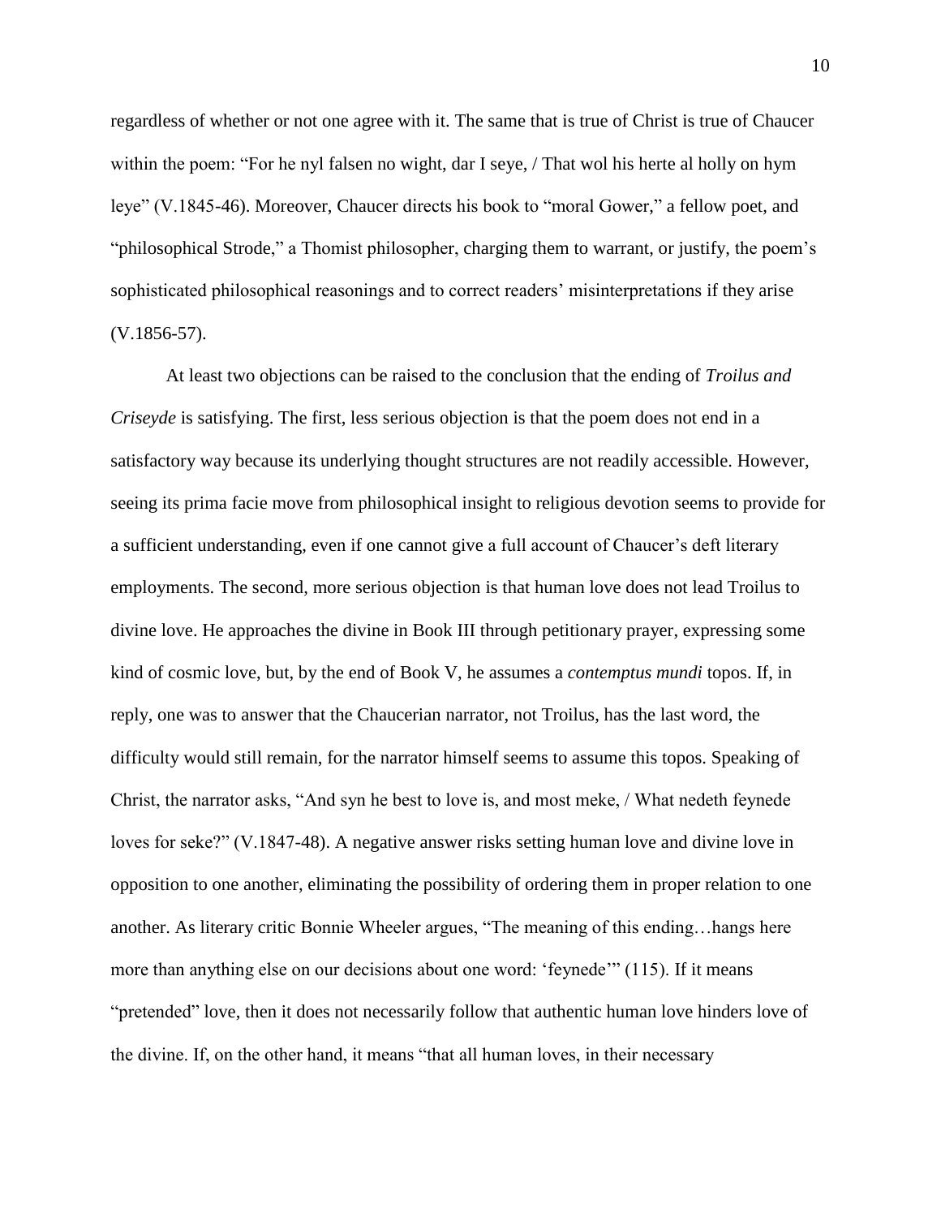regardless of whether or not one agree with it. The same that is true of Christ is true of Chaucer within the poem: "For he nyl falsen no wight, dar I seye, / That wol his herte al holly on hym leye" (V.1845-46). Moreover, Chaucer directs his book to "moral Gower," a fellow poet, and "philosophical Strode," a Thomist philosopher, charging them to warrant, or justify, the poem's sophisticated philosophical reasonings and to correct readers' misinterpretations if they arise (V.1856-57).

At least two objections can be raised to the conclusion that the ending of *Troilus and Criseyde* is satisfying. The first, less serious objection is that the poem does not end in a satisfactory way because its underlying thought structures are not readily accessible. However, seeing its prima facie move from philosophical insight to religious devotion seems to provide for a sufficient understanding, even if one cannot give a full account of Chaucer's deft literary employments. The second, more serious objection is that human love does not lead Troilus to divine love. He approaches the divine in Book III through petitionary prayer, expressing some kind of cosmic love, but, by the end of Book V, he assumes a *contemptus mundi* topos. If, in reply, one was to answer that the Chaucerian narrator, not Troilus, has the last word, the difficulty would still remain, for the narrator himself seems to assume this topos. Speaking of Christ, the narrator asks, "And syn he best to love is, and most meke, / What nedeth feynede loves for seke?" (V.1847-48). A negative answer risks setting human love and divine love in opposition to one another, eliminating the possibility of ordering them in proper relation to one another. As literary critic Bonnie Wheeler argues, "The meaning of this ending…hangs here more than anything else on our decisions about one word: 'feynede'" (115). If it means "pretended" love, then it does not necessarily follow that authentic human love hinders love of the divine. If, on the other hand, it means "that all human loves, in their necessary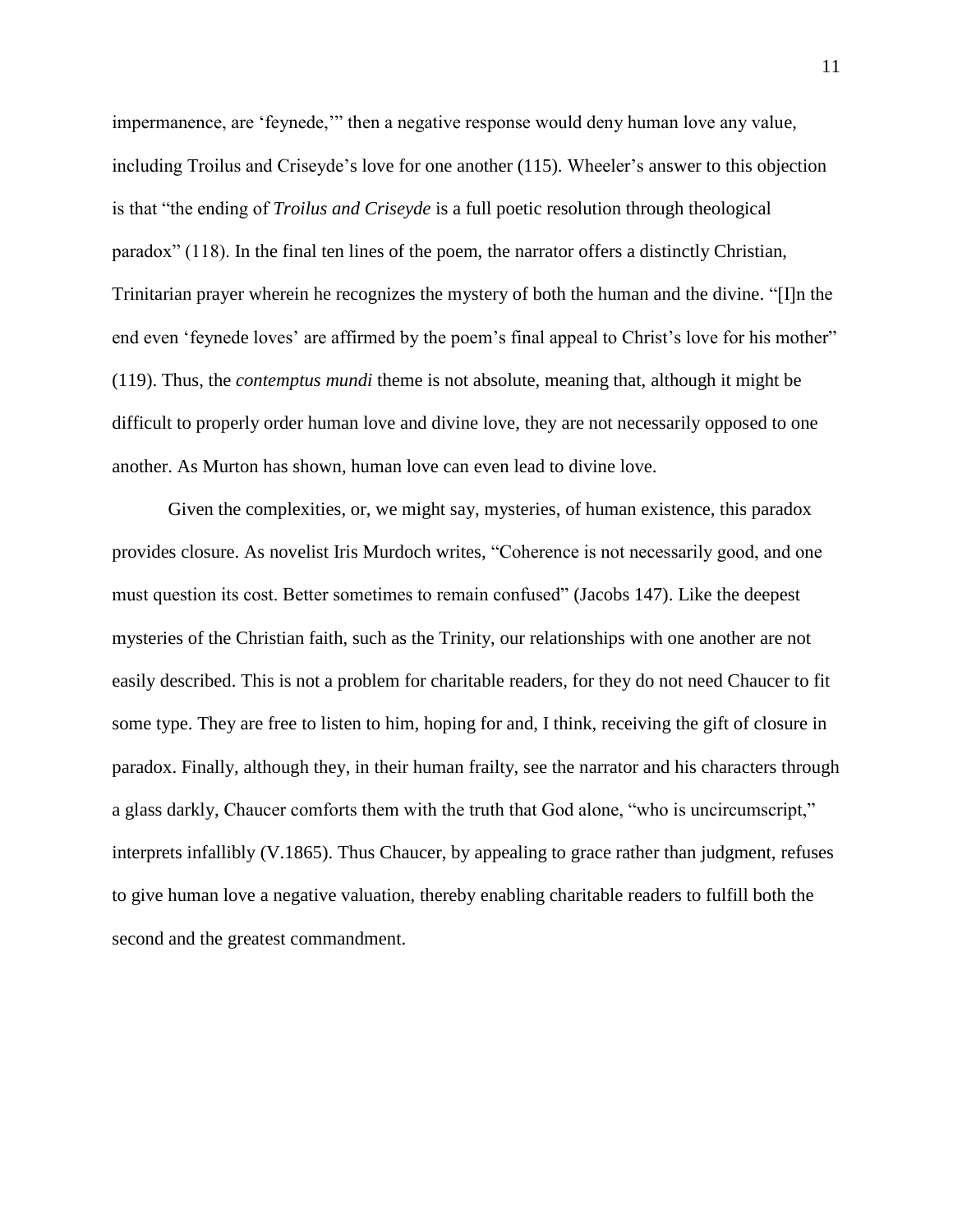impermanence, are 'feynede,'" then a negative response would deny human love any value, including Troilus and Criseyde's love for one another (115). Wheeler's answer to this objection is that "the ending of *Troilus and Criseyde* is a full poetic resolution through theological paradox" (118). In the final ten lines of the poem, the narrator offers a distinctly Christian, Trinitarian prayer wherein he recognizes the mystery of both the human and the divine. "[I]n the end even 'feynede loves' are affirmed by the poem's final appeal to Christ's love for his mother" (119). Thus, the *contemptus mundi* theme is not absolute, meaning that, although it might be difficult to properly order human love and divine love, they are not necessarily opposed to one another. As Murton has shown, human love can even lead to divine love.

Given the complexities, or, we might say, mysteries, of human existence, this paradox provides closure. As novelist Iris Murdoch writes, "Coherence is not necessarily good, and one must question its cost. Better sometimes to remain confused" (Jacobs 147). Like the deepest mysteries of the Christian faith, such as the Trinity, our relationships with one another are not easily described. This is not a problem for charitable readers, for they do not need Chaucer to fit some type. They are free to listen to him, hoping for and, I think, receiving the gift of closure in paradox. Finally, although they, in their human frailty, see the narrator and his characters through a glass darkly, Chaucer comforts them with the truth that God alone, "who is uncircumscript," interprets infallibly (V.1865). Thus Chaucer, by appealing to grace rather than judgment, refuses to give human love a negative valuation, thereby enabling charitable readers to fulfill both the second and the greatest commandment.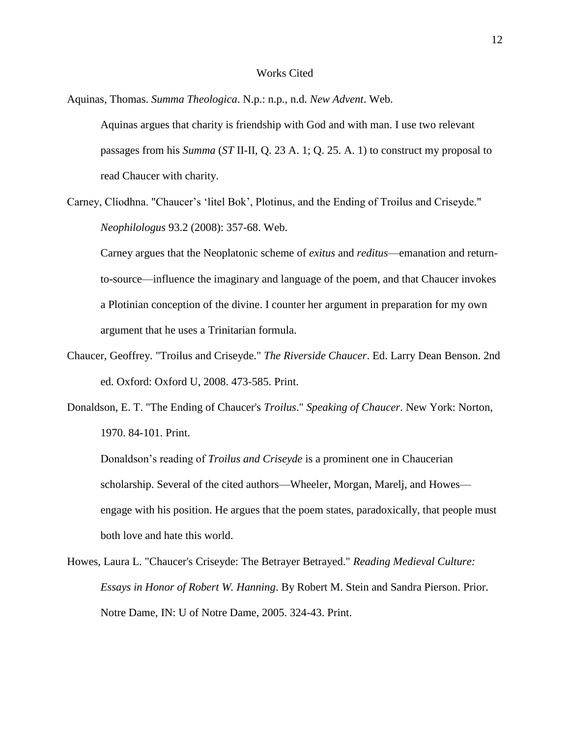# Works Cited

Aquinas, Thomas. *Summa Theologica*. N.p.: n.p., n.d. *New Advent*. Web.

> Aquinas argues that charity is friendship with God and with man. I use two relevant passages from his *Summa* (*ST* II-II, Q. 23 A. 1; Q. 25. A. 1) to construct my proposal to read Chaucer with charity.

Carney, Clíodhna. "Chaucer's 'litel Bok', Plotinus, and the Ending of Troilus and Criseyde." *Neophilologus* 93.2 (2008): 357-68. Web.

> Carney argues that the Neoplatonic scheme of *exitus* and *reditus*—emanation and return-to-source—influence the imaginary and language of the poem, and that Chaucer invokes a Plotinian conception of the divine. I counter her argument in preparation for my own argument that he uses a Trinitarian formula.

Chaucer, Geoffrey. "Troilus and Criseyde." *The Riverside Chaucer*. Ed. Larry Dean Benson. 2nd ed. Oxford: Oxford U, 2008. 473-585. Print.

Donaldson, E. T. "The Ending of Chaucer's *Troilus*." *Speaking of Chaucer*. New York: Norton, 1970. 84-101. Print.

> Donaldson's reading of *Troilus and Criseyde* is a prominent one in Chaucerian scholarship. Several of the cited authors—Wheeler, Morgan, Marelj, and Howes—engage with his position. He argues that the poem states, paradoxically, that people must both love and hate this world.

Howes, Laura L. "Chaucer's Criseyde: The Betrayer Betrayed." *Reading Medieval Culture: Essays in Honor of Robert W. Hanning*. By Robert M. Stein and Sandra Pierson. Prior. Notre Dame, IN: U of Notre Dame, 2005. 324-43. Print.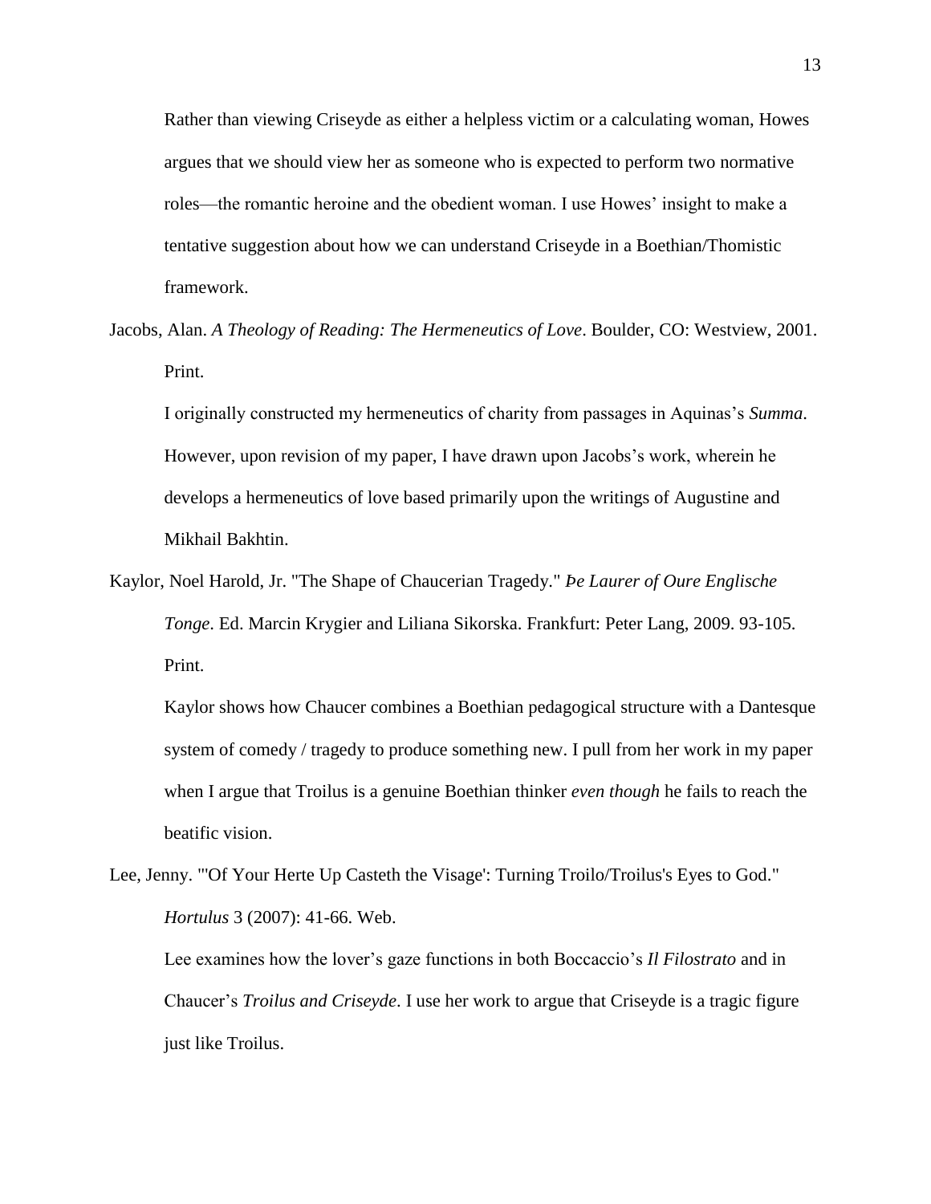Rather than viewing Criseyde as either a helpless victim or a calculating woman, Howes argues that we should view her as someone who is expected to perform two normative roles—the romantic heroine and the obedient woman. I use Howes' insight to make a tentative suggestion about how we can understand Criseyde in a Boethian/Thomistic framework.

Jacobs, Alan. *A Theology of Reading: The Hermeneutics of Love*. Boulder, CO: Westview, 2001. Print.

I originally constructed my hermeneutics of charity from passages in Aquinas's *Summa*. However, upon revision of my paper, I have drawn upon Jacobs's work, wherein he develops a hermeneutics of love based primarily upon the writings of Augustine and Mikhail Bakhtin.

Kaylor, Noel Harold, Jr. "The Shape of Chaucerian Tragedy." *Þe Laurer of Oure Englische Tonge*. Ed. Marcin Krygier and Liliana Sikorska. Frankfurt: Peter Lang, 2009. 93-105. Print.

Kaylor shows how Chaucer combines a Boethian pedagogical structure with a Dantesque system of comedy / tragedy to produce something new. I pull from her work in my paper when I argue that Troilus is a genuine Boethian thinker *even though* he fails to reach the beatific vision.

Lee, Jenny. "'Of Your Herte Up Casteth the Visage': Turning Troilo/Troilus's Eyes to God." *Hortulus* 3 (2007): 41-66. Web.

Lee examines how the lover's gaze functions in both Boccaccio's *Il Filostrato* and in Chaucer's *Troilus and Criseyde*. I use her work to argue that Criseyde is a tragic figure just like Troilus.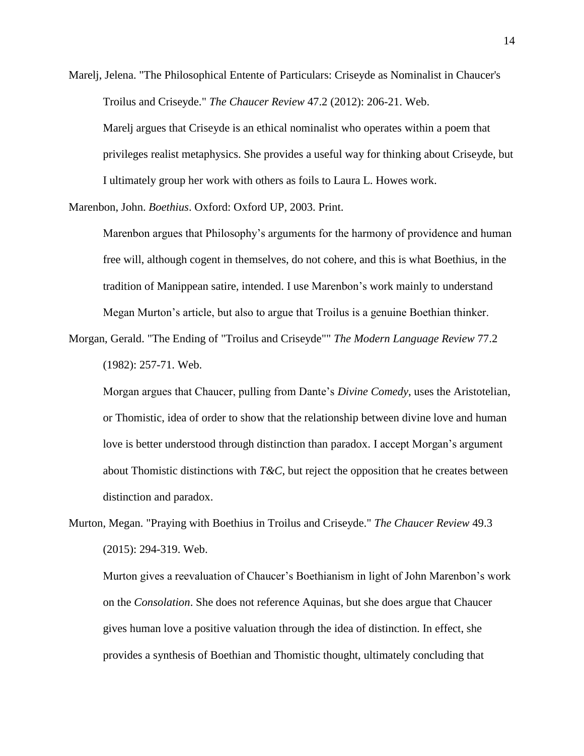Marelj, Jelena. "The Philosophical Entente of Particulars: Criseyde as Nominalist in Chaucer's Troilus and Criseyde." *The Chaucer Review* 47.2 (2012): 206-21. Web.

Marelj argues that Criseyde is an ethical nominalist who operates within a poem that privileges realist metaphysics. She provides a useful way for thinking about Criseyde, but I ultimately group her work with others as foils to Laura L. Howes work.

Marenbon, John. *Boethius*. Oxford: Oxford UP, 2003. Print.

Marenbon argues that Philosophy's arguments for the harmony of providence and human free will, although cogent in themselves, do not cohere, and this is what Boethius, in the tradition of Manippean satire, intended. I use Marenbon's work mainly to understand Megan Murton's article, but also to argue that Troilus is a genuine Boethian thinker.

Morgan, Gerald. "The Ending of "Troilus and Criseyde"" *The Modern Language Review* 77.2 (1982): 257-71. Web.

Morgan argues that Chaucer, pulling from Dante's *Divine Comedy*, uses the Aristotelian, or Thomistic, idea of order to show that the relationship between divine love and human love is better understood through distinction than paradox. I accept Morgan's argument about Thomistic distinctions with *T&C*, but reject the opposition that he creates between distinction and paradox.

Murton, Megan. "Praying with Boethius in Troilus and Criseyde." *The Chaucer Review* 49.3 (2015): 294-319. Web.

Murton gives a reevaluation of Chaucer's Boethianism in light of John Marenbon's work on the *Consolation*. She does not reference Aquinas, but she does argue that Chaucer gives human love a positive valuation through the idea of distinction. In effect, she provides a synthesis of Boethian and Thomistic thought, ultimately concluding that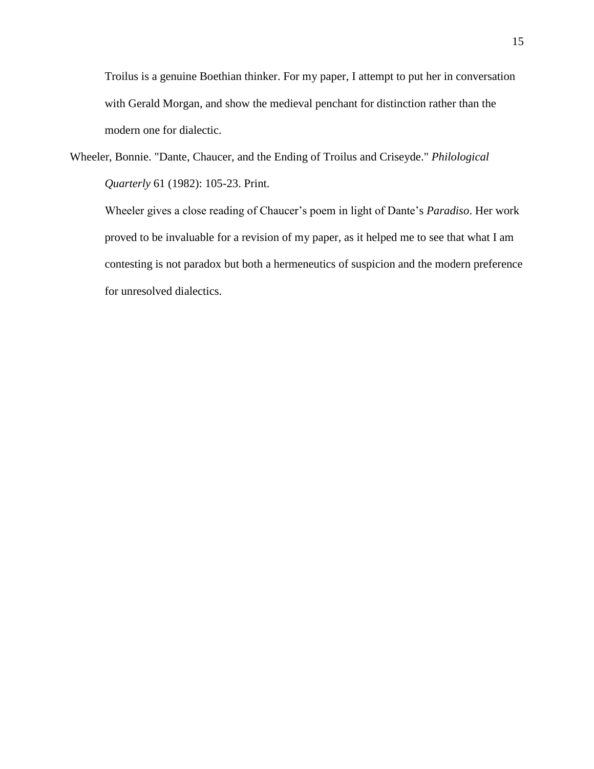Troilus is a genuine Boethian thinker. For my paper, I attempt to put her in conversation with Gerald Morgan, and show the medieval penchant for distinction rather than the modern one for dialectic.

Wheeler, Bonnie. "Dante, Chaucer, and the Ending of Troilus and Criseyde." *Philological Quarterly* 61 (1982): 105-23. Print.

Wheeler gives a close reading of Chaucer's poem in light of Dante's *Paradiso*. Her work proved to be invaluable for a revision of my paper, as it helped me to see that what I am contesting is not paradox but both a hermeneutics of suspicion and the modern preference for unresolved dialectics.